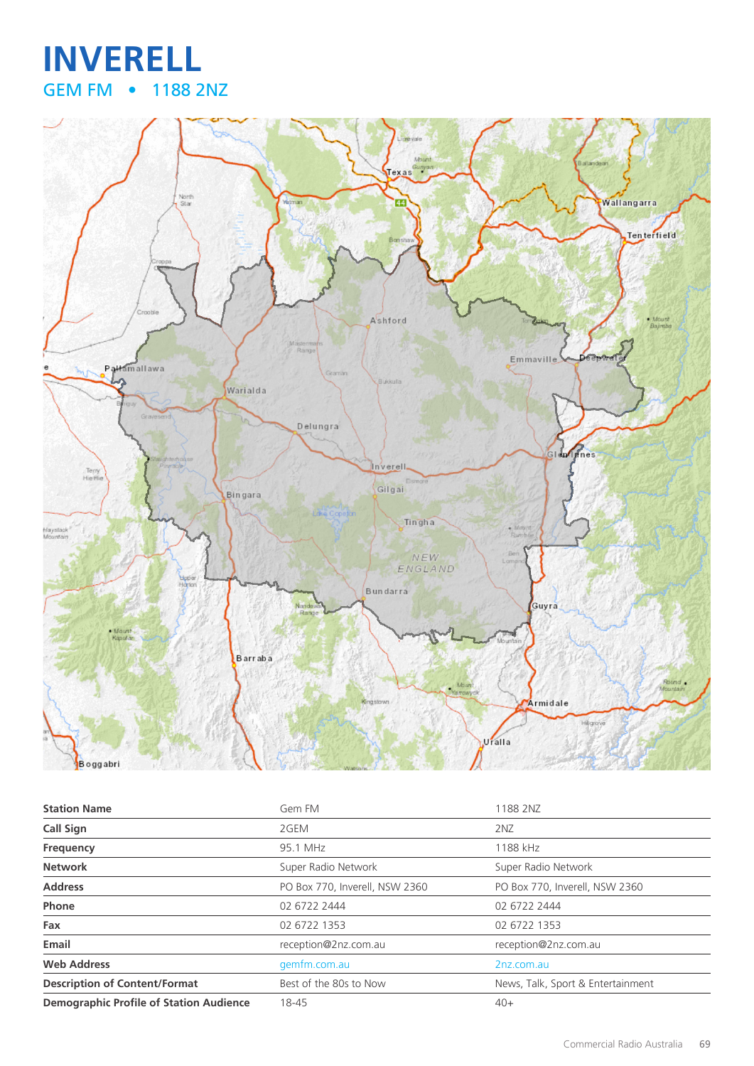# INVERELL

## GEM FM • 1188 2NZ

| Station Name | Gem FM | 1188 2NZ |
|---|---|---|
| Call Sign | 2GEM | 2NZ |
| Frequency | 95.1 MHz | 1188 kHz |
| Network | Super Radio Network | Super Radio Network |
| Address | PO Box 770, Inverell, NSW 2360 | PO Box 770, Inverell, NSW 2360 |
| Phone | 02 6722 2444 | 02 6722 2444 |
| Fax | 02 6722 1353 | 02 6722 1353 |
| Email | reception@2nz.com.au | reception@2nz.com.au |
| Web Address | gemfm.com.au | 2nz.com.au |
| Description of Content/Format | Best of the 80s to Now | News, Talk, Sport & Entertainment |
| Demographic Profile of Station Audience | 18-45 | 40+ |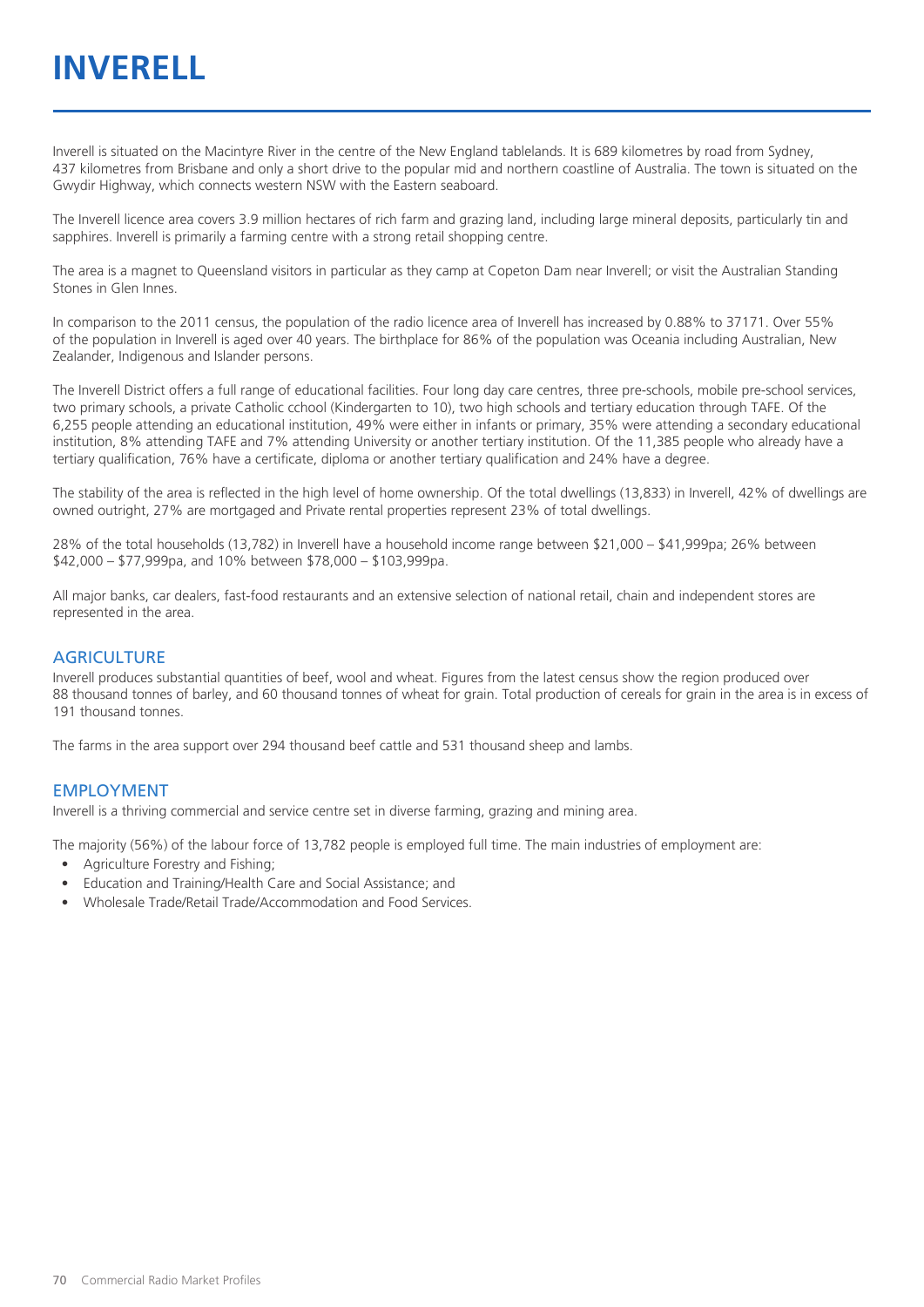# INVERELL

Inverell is situated on the Macintyre River in the centre of the New England tablelands. It is 689 kilometres by road from Sydney, 437 kilometres from Brisbane and only a short drive to the popular mid and northern coastline of Australia. The town is situated on the Gwydir Highway, which connects western NSW with the Eastern seaboard.

The Inverell licence area covers 3.9 million hectares of rich farm and grazing land, including large mineral deposits, particularly tin and sapphires. Inverell is primarily a farming centre with a strong retail shopping centre.

The area is a magnet to Queensland visitors in particular as they camp at Copeton Dam near Inverell; or visit the Australian Standing Stones in Glen Innes.

In comparison to the 2011 census, the population of the radio licence area of Inverell has increased by 0.88% to 37171. Over 55% of the population in Inverell is aged over 40 years. The birthplace for 86% of the population was Oceania including Australian, New Zealander, Indigenous and Islander persons.

The Inverell District offers a full range of educational facilities. Four long day care centres, three pre-schools, mobile pre-school services, two primary schools, a private Catholic cchool (Kindergarten to 10), two high schools and tertiary education through TAFE. Of the 6,255 people attending an educational institution, 49% were either in infants or primary, 35% were attending a secondary educational institution, 8% attending TAFE and 7% attending University or another tertiary institution. Of the 11,385 people who already have a tertiary qualification, 76% have a certificate, diploma or another tertiary qualification and 24% have a degree.

The stability of the area is reflected in the high level of home ownership. Of the total dwellings (13,833) in Inverell, 42% of dwellings are owned outright, 27% are mortgaged and Private rental properties represent 23% of total dwellings.

28% of the total households (13,782) in Inverell have a household income range between $21,000 – $41,999pa; 26% between $42,000 – $77,999pa, and 10% between $78,000 – $103,999pa.

All major banks, car dealers, fast-food restaurants and an extensive selection of national retail, chain and independent stores are represented in the area.

## AGRICULTURE

Inverell produces substantial quantities of beef, wool and wheat. Figures from the latest census show the region produced over 88 thousand tonnes of barley, and 60 thousand tonnes of wheat for grain. Total production of cereals for grain in the area is in excess of 191 thousand tonnes.

The farms in the area support over 294 thousand beef cattle and 531 thousand sheep and lambs.

## EMPLOYMENT

Inverell is a thriving commercial and service centre set in diverse farming, grazing and mining area.

The majority (56%) of the labour force of 13,782 people is employed full time. The main industries of employment are:

- Agriculture Forestry and Fishing;
- Education and Training/Health Care and Social Assistance; and
- Wholesale Trade/Retail Trade/Accommodation and Food Services.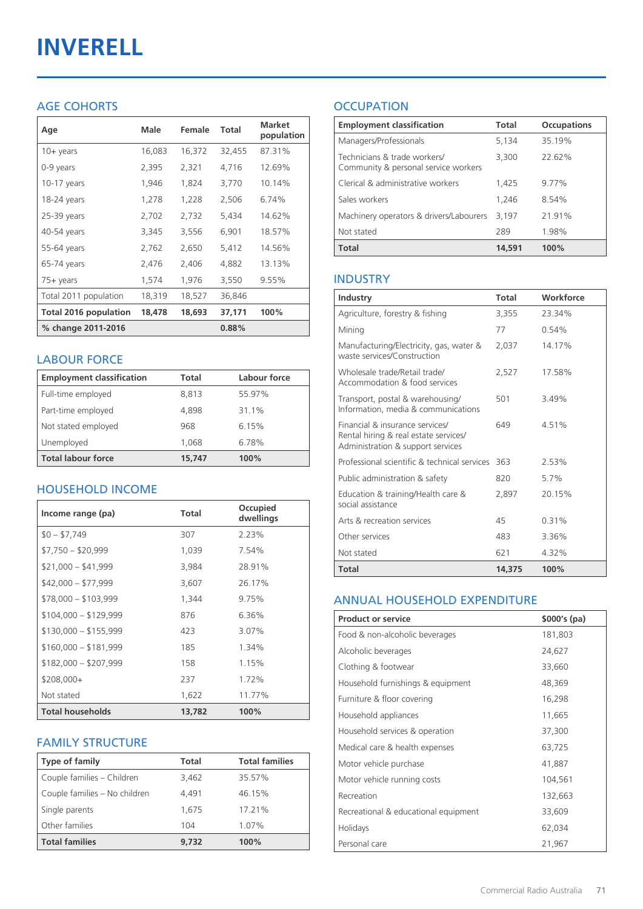# INVERELL

## AGE COHORTS

| Age | Male | Female | Total | Market population |
|---|---|---|---|---|
| 10+ years | 16,083 | 16,372 | 32,455 | 87.31% |
| 0-9 years | 2,395 | 2,321 | 4,716 | 12.69% |
| 10-17 years | 1,946 | 1,824 | 3,770 | 10.14% |
| 18-24 years | 1,278 | 1,228 | 2,506 | 6.74% |
| 25-39 years | 2,702 | 2,732 | 5,434 | 14.62% |
| 40-54 years | 3,345 | 3,556 | 6,901 | 18.57% |
| 55-64 years | 2,762 | 2,650 | 5,412 | 14.56% |
| 65-74 years | 2,476 | 2,406 | 4,882 | 13.13% |
| 75+ years | 1,574 | 1,976 | 3,550 | 9.55% |
| Total 2011 population | 18,319 | 18,527 | 36,846 | |
| **Total 2016 population** | **18,478** | **18,693** | **37,171** | **100%** |
| **% change 2011-2016** | | | **0.88%** | |

## LABOUR FORCE

| Employment classification | Total | Labour force |
|---|---|---|
| Full-time employed | 8,813 | 55.97% |
| Part-time employed | 4,898 | 31.1% |
| Not stated employed | 968 | 6.15% |
| Unemployed | 1,068 | 6.78% |
| **Total labour force** | **15,747** | **100%** |

## HOUSEHOLD INCOME

| Income range (pa) | Total | Occupied dwellings |
|---|---|---|
| $0 – $7,749 | 307 | 2.23% |
| $7,750 – $20,999 | 1,039 | 7.54% |
| $21,000 – $41,999 | 3,984 | 28.91% |
| $42,000 – $77,999 | 3,607 | 26.17% |
| $78,000 – $103,999 | 1,344 | 9.75% |
| $104,000 – $129,999 | 876 | 6.36% |
| $130,000 – $155,999 | 423 | 3.07% |
| $160,000 – $181,999 | 185 | 1.34% |
| $182,000 – $207,999 | 158 | 1.15% |
| $208,000+ | 237 | 1.72% |
| Not stated | 1,622 | 11.77% |
| **Total households** | **13,782** | **100%** |

## FAMILY STRUCTURE

| Type of family | Total | Total families |
|---|---|---|
| Couple families – Children | 3,462 | 35.57% |
| Couple families – No children | 4,491 | 46.15% |
| Single parents | 1,675 | 17.21% |
| Other families | 104 | 1.07% |
| **Total families** | **9,732** | **100%** |

## OCCUPATION

| Employment classification | Total | Occupations |
|---|---|---|
| Managers/Professionals | 5,134 | 35.19% |
| Technicians & trade workers/ Community & personal service workers | 3,300 | 22.62% |
| Clerical & administrative workers | 1,425 | 9.77% |
| Sales workers | 1,246 | 8.54% |
| Machinery operators & drivers/Labourers | 3,197 | 21.91% |
| Not stated | 289 | 1.98% |
| **Total** | **14,591** | **100%** |

## INDUSTRY

| Industry | Total | Workforce |
|---|---|---|
| Agriculture, forestry & fishing | 3,355 | 23.34% |
| Mining | 77 | 0.54% |
| Manufacturing/Electricity, gas, water & waste services/Construction | 2,037 | 14.17% |
| Wholesale trade/Retail trade/ Accommodation & food services | 2,527 | 17.58% |
| Transport, postal & warehousing/ Information, media & communications | 501 | 3.49% |
| Financial & insurance services/ Rental hiring & real estate services/ Administration & support services | 649 | 4.51% |
| Professional scientific & technical services | 363 | 2.53% |
| Public administration & safety | 820 | 5.7% |
| Education & training/Health care & social assistance | 2,897 | 20.15% |
| Arts & recreation services | 45 | 0.31% |
| Other services | 483 | 3.36% |
| Not stated | 621 | 4.32% |
| **Total** | **14,375** | **100%** |

## ANNUAL HOUSEHOLD EXPENDITURE

| Product or service | $000's (pa) |
|---|---|
| Food & non-alcoholic beverages | 181,803 |
| Alcoholic beverages | 24,627 |
| Clothing & footwear | 33,660 |
| Household furnishings & equipment | 48,369 |
| Furniture & floor covering | 16,298 |
| Household appliances | 11,665 |
| Household services & operation | 37,300 |
| Medical care & health expenses | 63,725 |
| Motor vehicle purchase | 41,887 |
| Motor vehicle running costs | 104,561 |
| Recreation | 132,663 |
| Recreational & educational equipment | 33,609 |
| Holidays | 62,034 |
| Personal care | 21,967 |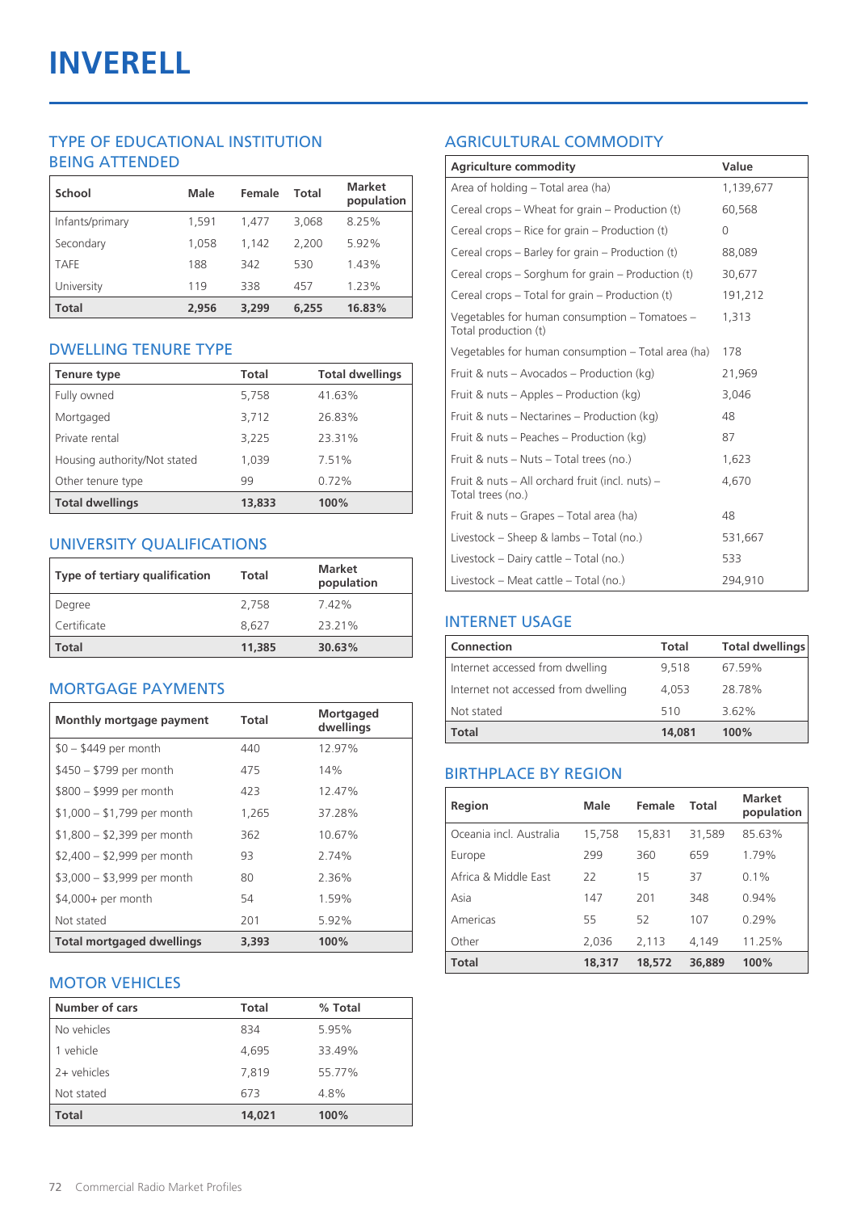# INVERELL

## TYPE OF EDUCATIONAL INSTITUTION BEING ATTENDED

| School | Male | Female | Total | Market population |
|---|---|---|---|---|
| Infants/primary | 1,591 | 1,477 | 3,068 | 8.25% |
| Secondary | 1,058 | 1,142 | 2,200 | 5.92% |
| TAFE | 188 | 342 | 530 | 1.43% |
| University | 119 | 338 | 457 | 1.23% |
| **Total** | **2,956** | **3,299** | **6,255** | **16.83%** |

## DWELLING TENURE TYPE

| Tenure type | Total | Total dwellings |
|---|---|---|
| Fully owned | 5,758 | 41.63% |
| Mortgaged | 3,712 | 26.83% |
| Private rental | 3,225 | 23.31% |
| Housing authority/Not stated | 1,039 | 7.51% |
| Other tenure type | 99 | 0.72% |
| **Total dwellings** | **13,833** | **100%** |

## UNIVERSITY QUALIFICATIONS

| Type of tertiary qualification | Total | Market population |
|---|---|---|
| Degree | 2,758 | 7.42% |
| Certificate | 8,627 | 23.21% |
| **Total** | **11,385** | **30.63%** |

## MORTGAGE PAYMENTS

| Monthly mortgage payment | Total | Mortgaged dwellings |
|---|---|---|
| $0 – $449 per month | 440 | 12.97% |
| $450 – $799 per month | 475 | 14% |
| $800 – $999 per month | 423 | 12.47% |
| $1,000 – $1,799 per month | 1,265 | 37.28% |
| $1,800 – $2,399 per month | 362 | 10.67% |
| $2,400 – $2,999 per month | 93 | 2.74% |
| $3,000 – $3,999 per month | 80 | 2.36% |
| $4,000+ per month | 54 | 1.59% |
| Not stated | 201 | 5.92% |
| **Total mortgaged dwellings** | **3,393** | **100%** |

## MOTOR VEHICLES

| Number of cars | Total | % Total |
|---|---|---|
| No vehicles | 834 | 5.95% |
| 1 vehicle | 4,695 | 33.49% |
| 2+ vehicles | 7,819 | 55.77% |
| Not stated | 673 | 4.8% |
| **Total** | **14,021** | **100%** |

## AGRICULTURAL COMMODITY

| Agriculture commodity | Value |
|---|---|
| Area of holding – Total area (ha) | 1,139,677 |
| Cereal crops – Wheat for grain – Production (t) | 60,568 |
| Cereal crops – Rice for grain – Production (t) | 0 |
| Cereal crops – Barley for grain – Production (t) | 88,089 |
| Cereal crops – Sorghum for grain – Production (t) | 30,677 |
| Cereal crops – Total for grain – Production (t) | 191,212 |
| Vegetables for human consumption – Tomatoes – Total production (t) | 1,313 |
| Vegetables for human consumption – Total area (ha) | 178 |
| Fruit & nuts – Avocados – Production (kg) | 21,969 |
| Fruit & nuts – Apples – Production (kg) | 3,046 |
| Fruit & nuts – Nectarines – Production (kg) | 48 |
| Fruit & nuts – Peaches – Production (kg) | 87 |
| Fruit & nuts – Nuts – Total trees (no.) | 1,623 |
| Fruit & nuts – All orchard fruit (incl. nuts) – Total trees (no.) | 4,670 |
| Fruit & nuts – Grapes – Total area (ha) | 48 |
| Livestock – Sheep & lambs – Total (no.) | 531,667 |
| Livestock – Dairy cattle – Total (no.) | 533 |
| Livestock – Meat cattle – Total (no.) | 294,910 |

## INTERNET USAGE

| Connection | Total | Total dwellings |
|---|---|---|
| Internet accessed from dwelling | 9,518 | 67.59% |
| Internet not accessed from dwelling | 4,053 | 28.78% |
| Not stated | 510 | 3.62% |
| **Total** | **14,081** | **100%** |

## BIRTHPLACE BY REGION

| Region | Male | Female | Total | Market population |
|---|---|---|---|---|
| Oceania incl. Australia | 15,758 | 15,831 | 31,589 | 85.63% |
| Europe | 299 | 360 | 659 | 1.79% |
| Africa & Middle East | 22 | 15 | 37 | 0.1% |
| Asia | 147 | 201 | 348 | 0.94% |
| Americas | 55 | 52 | 107 | 0.29% |
| Other | 2,036 | 2,113 | 4,149 | 11.25% |
| **Total** | **18,317** | **18,572** | **36,889** | **100%** |